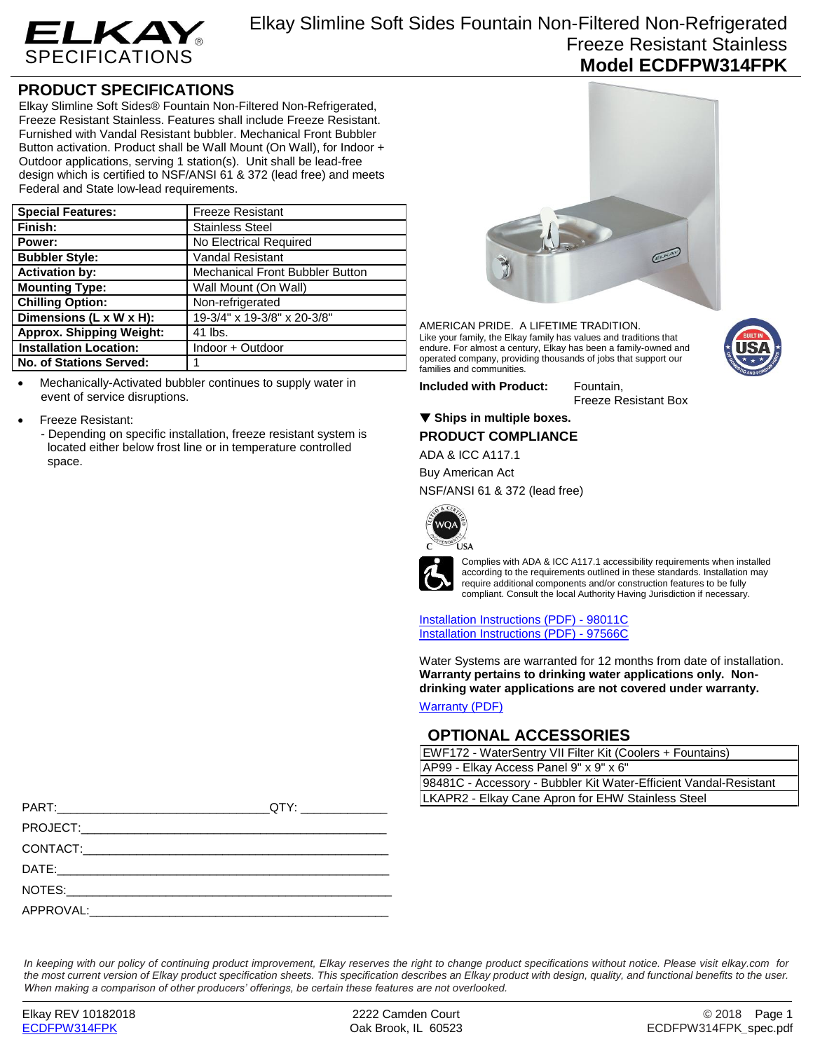# ELKAY SPECIFICATIONS

# Elkay Slimline Soft Sides Fountain Non-Filtered Non-Refrigerated Freeze Resistant Stainless

## Model ECDFPW314FPK

## PRODUCT SPECIFICATIONS

Elkay Slimline Soft Sides® Fountain Non-Filtered Non-Refrigerated, Freeze Resistant Stainless. Features shall include Freeze Resistant. Furnished with Vandal Resistant bubbler. Mechanical Front Bubbler Button activation. Product shall be Wall Mount (On Wall), for Indoor + Outdoor applications, serving 1 station(s). Unit shall be lead-free design which is certified to NSF/ANSI 61 & 372 (lead free) and meets Federal and State low-lead requirements.

| | |
|---|---|
| **Special Features:** | Freeze Resistant |
| **Finish:** | Stainless Steel |
| **Power:** | No Electrical Required |
| **Bubbler Style:** | Vandal Resistant |
| **Activation by:** | Mechanical Front Bubbler Button |
| **Mounting Type:** | Wall Mount (On Wall) |
| **Chilling Option:** | Non-refrigerated |
| **Dimensions (L x W x H):** | 19-3/4" x 19-3/8" x 20-3/8" |
| **Approx. Shipping Weight:** | 41 lbs. |
| **Installation Location:** | Indoor + Outdoor |
| **No. of Stations Served:** | 1 |

- Mechanically-Activated bubbler continues to supply water in event of service disruptions.
- Freeze Resistant:
  - Depending on specific installation, freeze resistant system is located either below frost line or in temperature controlled space.

AMERICAN PRIDE. A LIFETIME TRADITION.
Like your family, the Elkay family has values and traditions that endure. For almost a century, Elkay has been a family-owned and operated company, providing thousands of jobs that support our families and communities.

**Included with Product:** Fountain, Freeze Resistant Box

▼ **Ships in multiple boxes.**

## PRODUCT COMPLIANCE

ADA & ICC A117.1

Buy American Act

NSF/ANSI 61 & 372 (lead free)

Complies with ADA & ICC A117.1 accessibility requirements when installed according to the requirements outlined in these standards. Installation may require additional components and/or construction features to be fully compliant. Consult the local Authority Having Jurisdiction if necessary.

Installation Instructions (PDF) - 98011C
Installation Instructions (PDF) - 97566C

Water Systems are warranted for 12 months from date of installation. **Warranty pertains to drinking water applications only. Non-drinking water applications are not covered under warranty.**

Warranty (PDF)

## OPTIONAL ACCESSORIES

| |
|---|
| EWF172 - WaterSentry VII Filter Kit (Coolers + Fountains) |
| AP99 - Elkay Access Panel 9" x 9" x 6" |
| 98481C - Accessory - Bubbler Kit Water-Efficient Vandal-Resistant |
| LKAPR2 - Elkay Cane Apron for EHW Stainless Steel |

PART:______________________________QTY: ____________

PROJECT:_____________________________________________

CONTACT:_____________________________________________

DATE:________________________________________________

NOTES:_______________________________________________

APPROVAL:____________________________________________

*In keeping with our policy of continuing product improvement, Elkay reserves the right to change product specifications without notice. Please visit elkay.com for the most current version of Elkay product specification sheets. This specification describes an Elkay product with design, quality, and functional benefits to the user. When making a comparison of other producers' offerings, be certain these features are not overlooked.*

Elkay REV 10182018
ECDFPW314FPK

2222 Camden Court
Oak Brook, IL 60523

© 2018
ECDFPW314FPK_spec.pdf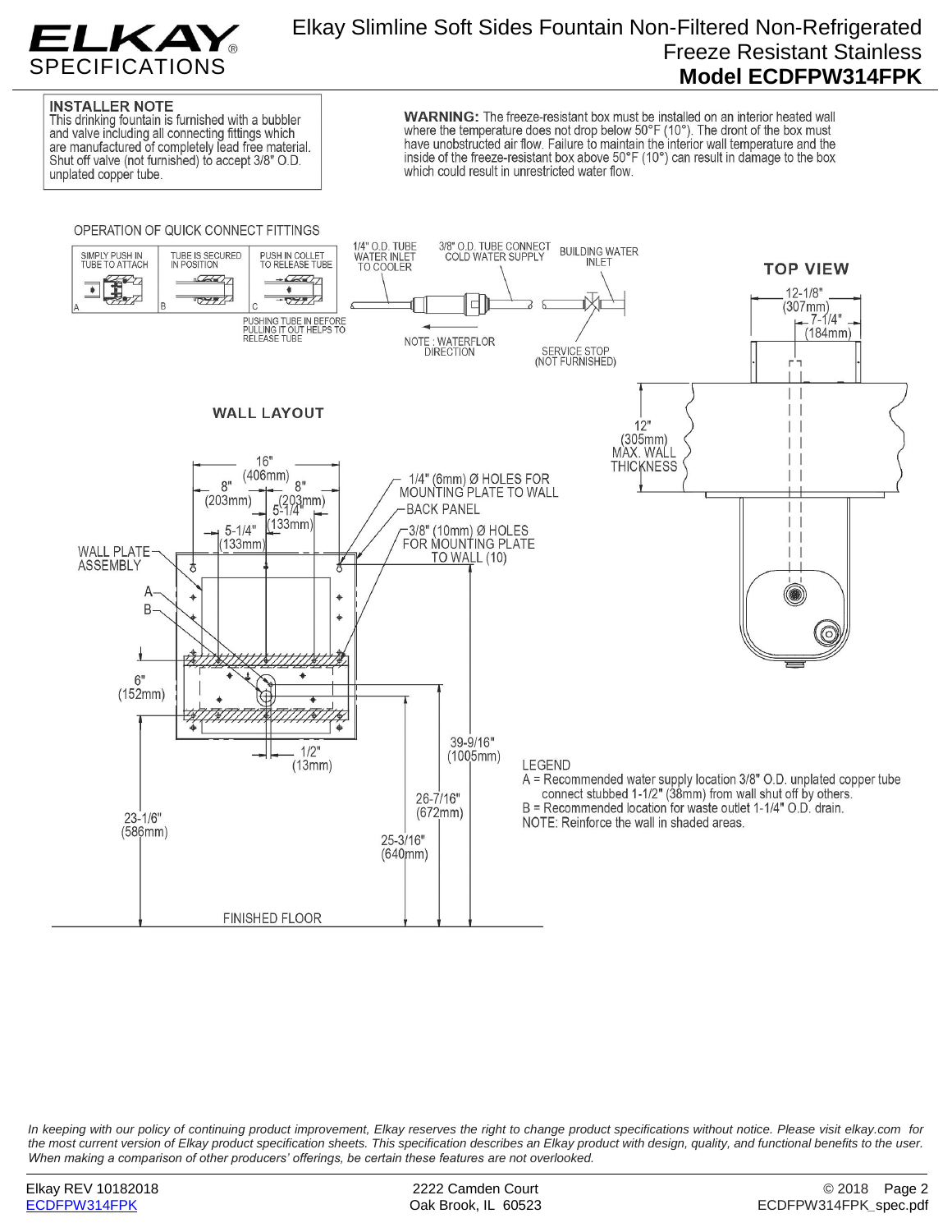# Elkay Slimline Soft Sides Fountain Non-Filtered Non-Refrigerated Freeze Resistant Stainless
## Model ECDFPW314FPK

**INSTALLER NOTE**
This drinking fountain is furnished with a bubbler and valve including all connecting fittings which are manufactured of completely lead free material. Shut off valve (not furnished) to accept 3/8" O.D. unplated copper tube.

**WARNING:** The freeze-resistant box must be installed on an interior heated wall where the temperature does not drop below 50°F (10°). The dront of the box must have unobstructed air flow. Failure to maintain the interior wall temperature and the inside of the freeze-resistant box above 50°F (10°) can result in damage to the box which could result in unrestricted water flow.

OPERATION OF QUICK CONNECT FITTINGS

A — SIMPLY PUSH IN TUBE TO ATTACH
B — TUBE IS SECURED IN POSITION
C — PUSH IN COLLET TO RELEASE TUBE

PUSHING TUBE IN BEFORE PULLING IT OUT HELPS TO RELEASE TUBE

1/4" O.D. TUBE WATER INLET TO COOLER
3/8" O.D. TUBE CONNECT COLD WATER SUPPLY
BUILDING WATER INLET
NOTE : WATERFLOR DIRECTION
SERVICE STOP (NOT FURNISHED)

**TOP VIEW**

12-1/8" (307mm)
7-1/4" (184mm)
12" (305mm) MAX. WALL THICKNESS

**WALL LAYOUT**

16" (406mm)
8" (203mm)
8" (203mm)
5-1/4" (133mm)
5-1/4" (133mm)
1/4" (6mm) Ø HOLES FOR MOUNTING PLATE TO WALL
BACK PANEL
3/8" (10mm) Ø HOLES FOR MOUNTING PLATE TO WALL (10)
WALL PLATE ASSEMBLY
A
B
6" (152mm)
1/2" (13mm)
39-9/16" (1005mm)
26-7/16" (672mm)
25-3/16" (640mm)
23-1/6" (586mm)
FINISHED FLOOR

LEGEND
A = Recommended water supply location 3/8" O.D. unplated copper tube connect stubbed 1-1/2" (38mm) from wall shut off by others.
B = Recommended location for waste outlet 1-1/4" O.D. drain.
NOTE: Reinforce the wall in shaded areas.

*In keeping with our policy of continuing product improvement, Elkay reserves the right to change product specifications without notice. Please visit elkay.com for the most current version of Elkay product specification sheets. This specification describes an Elkay product with design, quality, and functional benefits to the user. When making a comparison of other producers' offerings, be certain these features are not overlooked.*

Elkay REV 10182018
ECDFPW314FPK

2222 Camden Court
Oak Brook, IL 60523

© 2018
ECDFPW314FPK_spec.pdf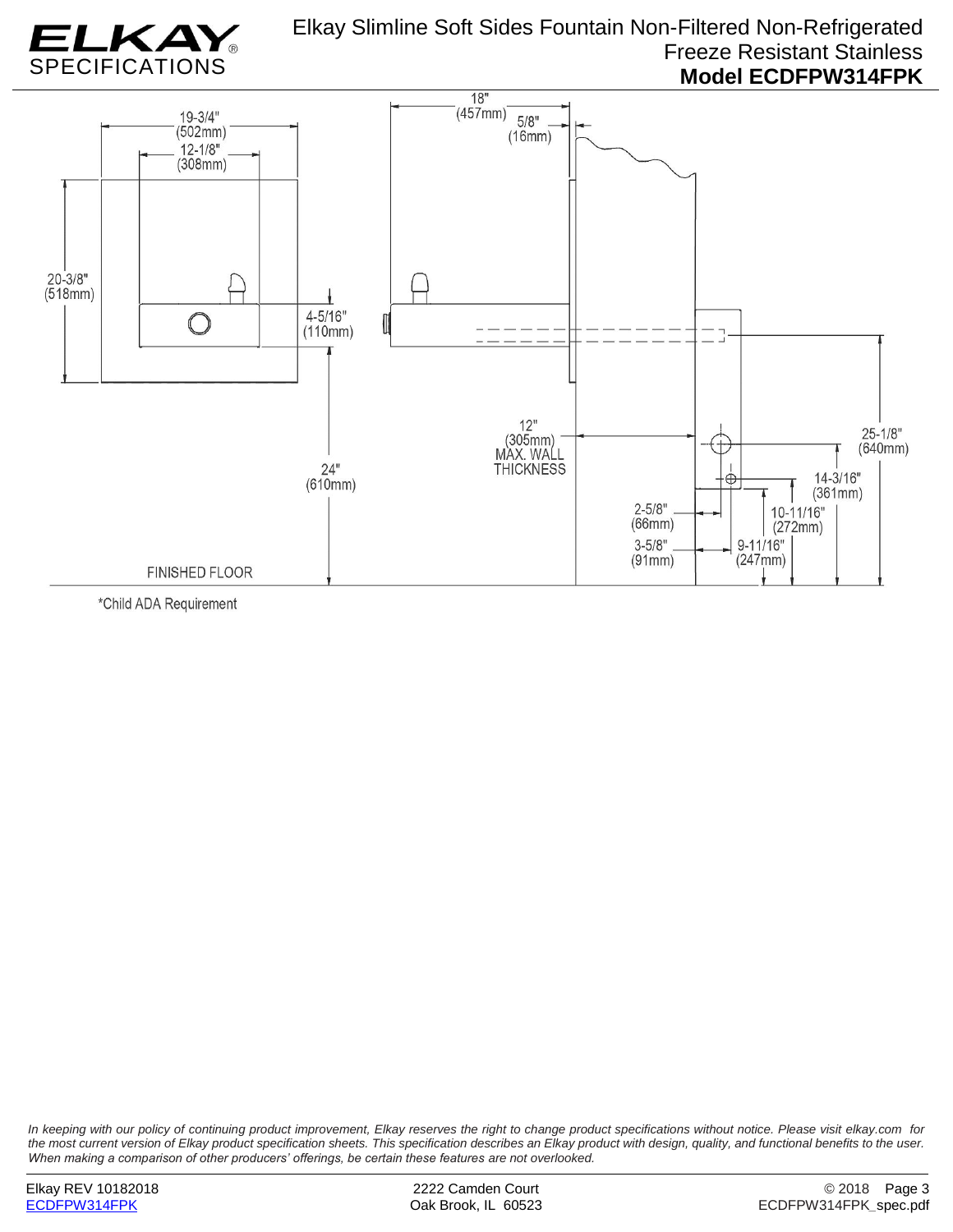# Elkay Slimline Soft Sides Fountain Non-Filtered Non-Refrigerated Freeze Resistant Stainless

## Model ECDFPW314FPK

19-3/4"
(502mm)
12-1/8"
(308mm)
20-3/8"
(518mm)
4-5/16"
(110mm)
24"
(610mm)
FINISHED FLOOR
18"
(457mm)
5/8"
(16mm)
12"
(305mm)
MAX. WALL
THICKNESS
2-5/8"
(66mm)
3-5/8"
(91mm)
25-1/8"
(640mm)
14-3/16"
(361mm)
10-11/16"
(272mm)
9-11/16"
(247mm)

*Child ADA Requirement

*In keeping with our policy of continuing product improvement, Elkay reserves the right to change product specifications without notice. Please visit elkay.com for the most current version of Elkay product specification sheets. This specification describes an Elkay product with design, quality, and functional benefits to the user. When making a comparison of other producers' offerings, be certain these features are not overlooked.*

Elkay REV 10182018
ECDFPW314FPK

2222 Camden Court
Oak Brook, IL 60523

© 2018
ECDFPW314FPK_spec.pdf